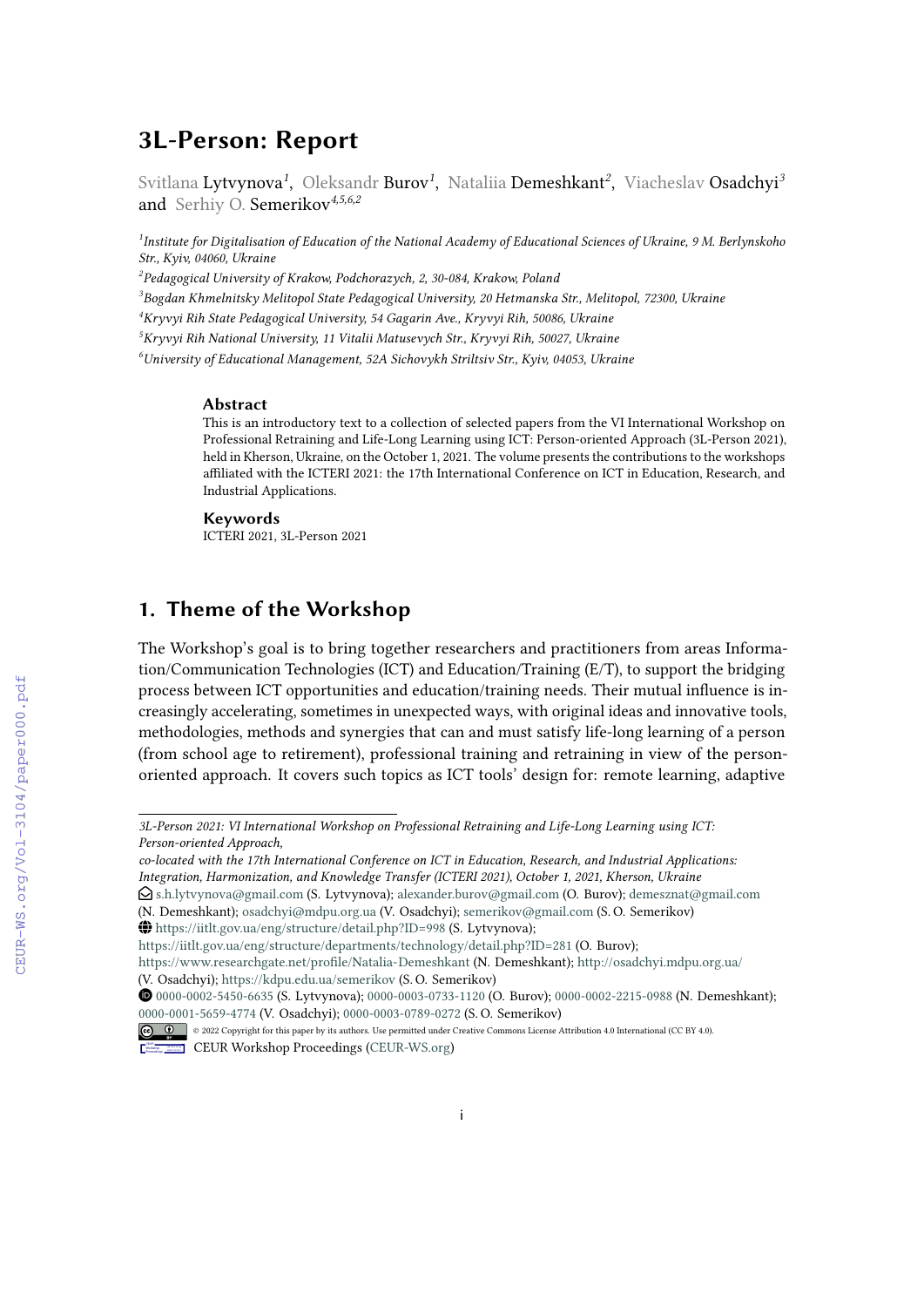# 3L-Person: Report

Svitlana Lytvynova[1], Oleksandr Burov[1], Nataliia Demeshkant[2], Viacheslav Osadchyi[3] and Serhiy O. Semerikov[4,5,6,2]

[1]Institute for Digitalisation of Education of the National Academy of Educational Sciences of Ukraine, 9 M. Berlynskoho Str., Kyiv, 04060, Ukraine

[2]Pedagogical University of Krakow, Podchorazych, 2, 30-084, Krakow, Poland

[3]Bogdan Khmelnitsky Melitopol State Pedagogical University, 20 Hetmanska Str., Melitopol, 72300, Ukraine

[4]Kryvyi Rih State Pedagogical University, 54 Gagarin Ave., Kryvyi Rih, 50086, Ukraine

[5]Kryvyi Rih National University, 11 Vitalii Matusevych Str., Kryvyi Rih, 50027, Ukraine

[6]University of Educational Management, 52A Sichovykh Striltsiv Str., Kyiv, 04053, Ukraine

### Abstract

This is an introductory text to a collection of selected papers from the VI International Workshop on Professional Retraining and Life-Long Learning using ICT: Person-oriented Approach (3L-Person 2021), held in Kherson, Ukraine, on the October 1, 2021. The volume presents the contributions to the workshops affiliated with the ICTERI 2021: the 17th International Conference on ICT in Education, Research, and Industrial Applications.

### Keywords

ICTERI 2021, 3L-Person 2021

## 1. Theme of the Workshop

The Workshop's goal is to bring together researchers and practitioners from areas Information/Communication Technologies (ICT) and Education/Training (E/T), to support the bridging process between ICT opportunities and education/training needs. Their mutual influence is increasingly accelerating, sometimes in unexpected ways, with original ideas and innovative tools, methodologies, methods and synergies that can and must satisfy life-long learning of a person (from school age to retirement), professional training and retraining in view of the person-oriented approach. It covers such topics as ICT tools' design for: remote learning, adaptive

---

*3L-Person 2021: VI International Workshop on Professional Retraining and Life-Long Learning using ICT: Person-oriented Approach,*
*co-located with the 17th International Conference on ICT in Education, Research, and Industrial Applications: Integration, Harmonization, and Knowledge Transfer (ICTERI 2021), October 1, 2021, Kherson, Ukraine*

s.h.lytvynova@gmail.com (S. Lytvynova); alexander.burov@gmail.com (O. Burov); demesznat@gmail.com (N. Demeshkant); osadchyi@mdpu.org.ua (V. Osadchyi); semerikov@gmail.com (S. O. Semerikov)

https://iitlt.gov.ua/eng/structure/detail.php?ID=998 (S. Lytvynova); https://iitlt.gov.ua/eng/structure/departments/technology/detail.php?ID=281 (O. Burov); https://www.researchgate.net/profile/Natalia-Demeshkant (N. Demeshkant); http://osadchyi.mdpu.org.ua/ (V. Osadchyi); https://kdpu.edu.ua/semerikov (S. O. Semerikov)

0000-0002-5450-6635 (S. Lytvynova); 0000-0003-0733-1120 (O. Burov); 0000-0002-2215-0988 (N. Demeshkant); 0000-0001-5659-4774 (V. Osadchyi); 0000-0003-0789-0272 (S. O. Semerikov)

© 2022 Copyright for this paper by its authors. Use permitted under Creative Commons License Attribution 4.0 International (CC BY 4.0).

CEUR Workshop Proceedings (CEUR-WS.org)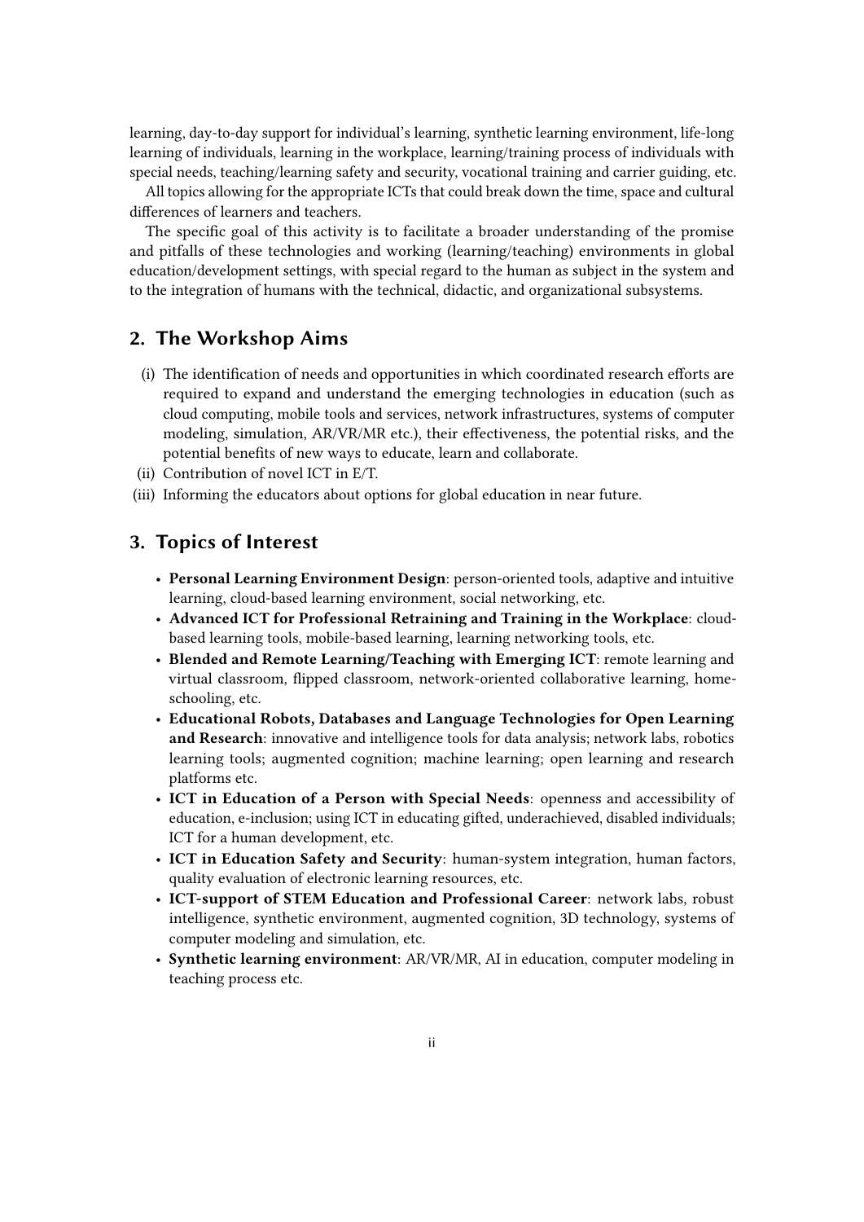learning, day-to-day support for individual's learning, synthetic learning environment, life-long learning of individuals, learning in the workplace, learning/training process of individuals with special needs, teaching/learning safety and security, vocational training and carrier guiding, etc.

All topics allowing for the appropriate ICTs that could break down the time, space and cultural differences of learners and teachers.

The specific goal of this activity is to facilitate a broader understanding of the promise and pitfalls of these technologies and working (learning/teaching) environments in global education/development settings, with special regard to the human as subject in the system and to the integration of humans with the technical, didactic, and organizational subsystems.

## 2. The Workshop Aims

(i) The identification of needs and opportunities in which coordinated research efforts are required to expand and understand the emerging technologies in education (such as cloud computing, mobile tools and services, network infrastructures, systems of computer modeling, simulation, AR/VR/MR etc.), their effectiveness, the potential risks, and the potential benefits of new ways to educate, learn and collaborate.

(ii) Contribution of novel ICT in E/T.

(iii) Informing the educators about options for global education in near future.

## 3. Topics of Interest

- **Personal Learning Environment Design**: person-oriented tools, adaptive and intuitive learning, cloud-based learning environment, social networking, etc.
- **Advanced ICT for Professional Retraining and Training in the Workplace**: cloud-based learning tools, mobile-based learning, learning networking tools, etc.
- **Blended and Remote Learning/Teaching with Emerging ICT**: remote learning and virtual classroom, flipped classroom, network-oriented collaborative learning, home-schooling, etc.
- **Educational Robots, Databases and Language Technologies for Open Learning and Research**: innovative and intelligence tools for data analysis; network labs, robotics learning tools; augmented cognition; machine learning; open learning and research platforms etc.
- **ICT in Education of a Person with Special Needs**: openness and accessibility of education, e-inclusion; using ICT in educating gifted, underachieved, disabled individuals; ICT for a human development, etc.
- **ICT in Education Safety and Security**: human-system integration, human factors, quality evaluation of electronic learning resources, etc.
- **ICT-support of STEM Education and Professional Career**: network labs, robust intelligence, synthetic environment, augmented cognition, 3D technology, systems of computer modeling and simulation, etc.
- **Synthetic learning environment**: AR/VR/MR, AI in education, computer modeling in teaching process etc.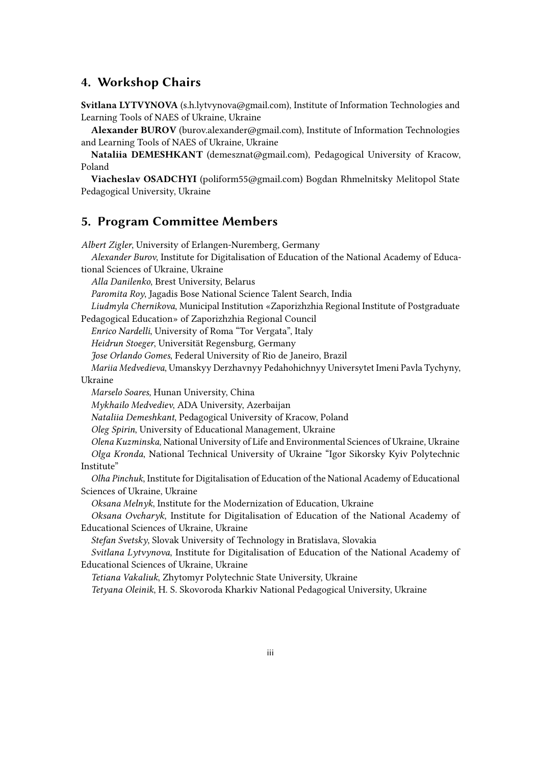## 4. Workshop Chairs

**Svitlana LYTVYNOVA** (s.h.lytvynova@gmail.com), Institute of Information Technologies and Learning Tools of NAES of Ukraine, Ukraine

**Alexander BUROV** (burov.alexander@gmail.com), Institute of Information Technologies and Learning Tools of NAES of Ukraine, Ukraine

**Nataliia DEMESHKANT** (demesznat@gmail.com), Pedagogical University of Kracow, Poland

**Viacheslav OSADCHYI** (poliform55@gmail.com) Bogdan Rhmelnitsky Melitopol State Pedagogical University, Ukraine

## 5. Program Committee Members

*Albert Zigler*, University of Erlangen-Nuremberg, Germany

*Alexander Burov*, Institute for Digitalisation of Education of the National Academy of Educational Sciences of Ukraine, Ukraine

*Alla Danilenko*, Brest University, Belarus

*Paromita Roy*, Jagadis Bose National Science Talent Search, India

*Liudmyla Chernikova*, Municipal Institution «Zaporizhzhia Regional Institute of Postgraduate Pedagogical Education» of Zaporizhzhia Regional Council

*Enrico Nardelli*, University of Roma "Tor Vergata", Italy

*Heidrun Stoeger*, Universität Regensburg, Germany

*Jose Orlando Gomes*, Federal University of Rio de Janeiro, Brazil

*Mariia Medvedieva*, Umanskyy Derzhavnyy Pedahohichnyy Universytet Imeni Pavla Tychyny, Ukraine

*Marselo Soares*, Hunan University, China

*Mykhailo Medvediev*, ADA University, Azerbaijan

*Nataliia Demeshkant*, Pedagogical University of Kracow, Poland

*Oleg Spirin*, University of Educational Management, Ukraine

*Olena Kuzminska*, National University of Life and Environmental Sciences of Ukraine, Ukraine

*Olga Kronda*, National Technical University of Ukraine "Igor Sikorsky Kyiv Polytechnic Institute"

*Olha Pinchuk*, Institute for Digitalisation of Education of the National Academy of Educational Sciences of Ukraine, Ukraine

*Oksana Melnyk*, Institute for the Modernization of Education, Ukraine

*Oksana Ovcharyk*, Institute for Digitalisation of Education of the National Academy of Educational Sciences of Ukraine, Ukraine

*Stefan Svetsky*, Slovak University of Technology in Bratislava, Slovakia

*Svitlana Lytvynova*, Institute for Digitalisation of Education of the National Academy of Educational Sciences of Ukraine, Ukraine

*Tetiana Vakaliuk*, Zhytomyr Polytechnic State University, Ukraine

*Tetyana Oleinik*, H. S. Skovoroda Kharkiv National Pedagogical University, Ukraine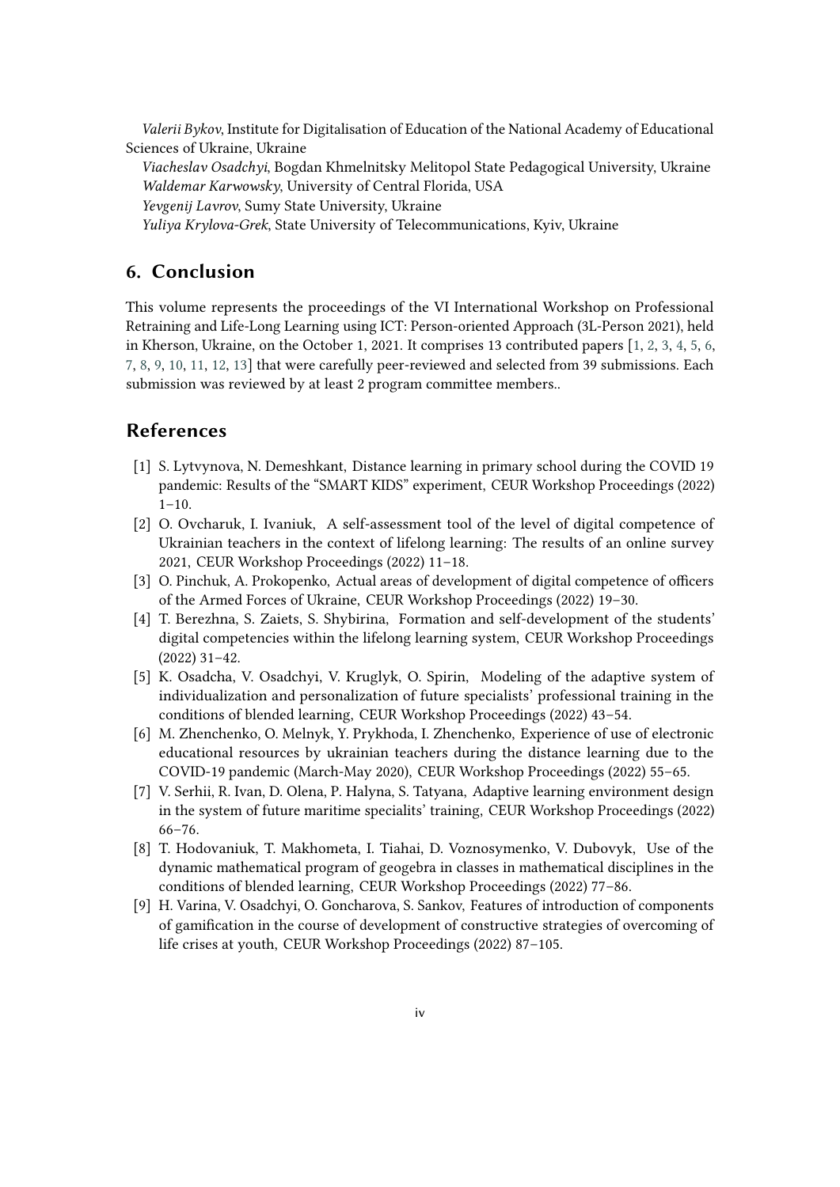*Valerii Bykov*, Institute for Digitalisation of Education of the National Academy of Educational Sciences of Ukraine, Ukraine

*Viacheslav Osadchyi*, Bogdan Khmelnitsky Melitopol State Pedagogical University, Ukraine

*Waldemar Karwowsky*, University of Central Florida, USA

*Yevgenij Lavrov*, Sumy State University, Ukraine

*Yuliya Krylova-Grek*, State University of Telecommunications, Kyiv, Ukraine

## 6. Conclusion

This volume represents the proceedings of the VI International Workshop on Professional Retraining and Life-Long Learning using ICT: Person-oriented Approach (3L-Person 2021), held in Kherson, Ukraine, on the October 1, 2021. It comprises 13 contributed papers [1, 2, 3, 4, 5, 6, 7, 8, 9, 10, 11, 12, 13] that were carefully peer-reviewed and selected from 39 submissions. Each submission was reviewed by at least 2 program committee members..

## References

[1] S. Lytvynova, N. Demeshkant, Distance learning in primary school during the COVID 19 pandemic: Results of the "SMART KIDS" experiment, CEUR Workshop Proceedings (2022) 1–10.

[2] O. Ovcharuk, I. Ivaniuk, A self-assessment tool of the level of digital competence of Ukrainian teachers in the context of lifelong learning: The results of an online survey 2021, CEUR Workshop Proceedings (2022) 11–18.

[3] O. Pinchuk, A. Prokopenko, Actual areas of development of digital competence of officers of the Armed Forces of Ukraine, CEUR Workshop Proceedings (2022) 19–30.

[4] T. Berezhna, S. Zaiets, S. Shybirina, Formation and self-development of the students' digital competencies within the lifelong learning system, CEUR Workshop Proceedings (2022) 31–42.

[5] K. Osadcha, V. Osadchyi, V. Kruglyk, O. Spirin, Modeling of the adaptive system of individualization and personalization of future specialists' professional training in the conditions of blended learning, CEUR Workshop Proceedings (2022) 43–54.

[6] M. Zhenchenko, O. Melnyk, Y. Prykhoda, I. Zhenchenko, Experience of use of electronic educational resources by ukrainian teachers during the distance learning due to the COVID-19 pandemic (March-May 2020), CEUR Workshop Proceedings (2022) 55–65.

[7] V. Serhii, R. Ivan, D. Olena, P. Halyna, S. Tatyana, Adaptive learning environment design in the system of future maritime specialits' training, CEUR Workshop Proceedings (2022) 66–76.

[8] T. Hodovaniuk, T. Makhometa, I. Tiahai, D. Voznosymenko, V. Dubovyk, Use of the dynamic mathematical program of geogebra in classes in mathematical disciplines in the conditions of blended learning, CEUR Workshop Proceedings (2022) 77–86.

[9] H. Varina, V. Osadchyi, O. Goncharova, S. Sankov, Features of introduction of components of gamification in the course of development of constructive strategies of overcoming of life crises at youth, CEUR Workshop Proceedings (2022) 87–105.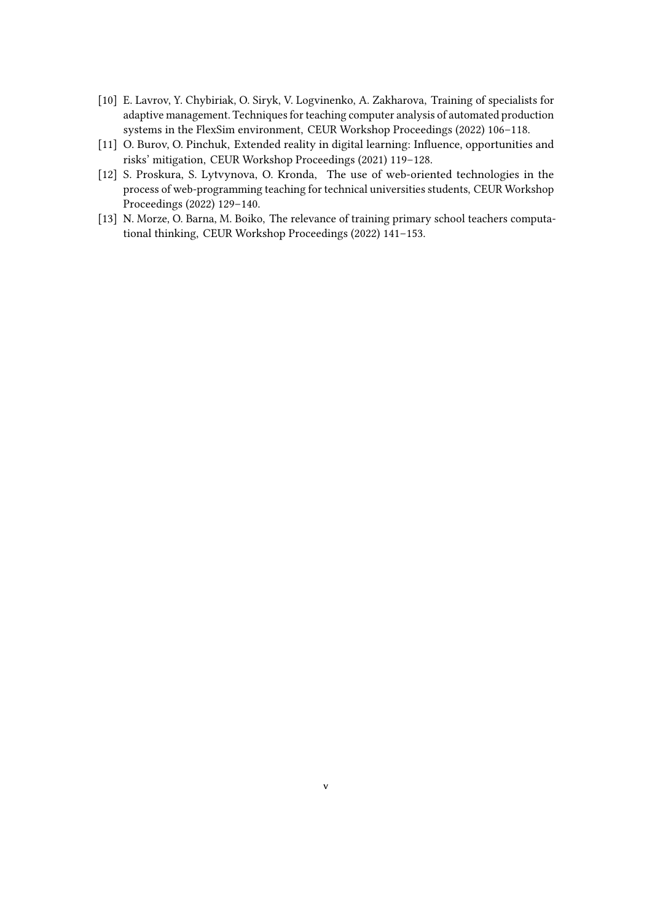[10] E. Lavrov, Y. Chybiriak, O. Siryk, V. Logvinenko, A. Zakharova, Training of specialists for adaptive management. Techniques for teaching computer analysis of automated production systems in the FlexSim environment, CEUR Workshop Proceedings (2022) 106–118.

[11] O. Burov, O. Pinchuk, Extended reality in digital learning: Influence, opportunities and risks' mitigation, CEUR Workshop Proceedings (2021) 119–128.

[12] S. Proskura, S. Lytvynova, O. Kronda, The use of web-oriented technologies in the process of web-programming teaching for technical universities students, CEUR Workshop Proceedings (2022) 129–140.

[13] N. Morze, O. Barna, M. Boiko, The relevance of training primary school teachers computational thinking, CEUR Workshop Proceedings (2022) 141–153.